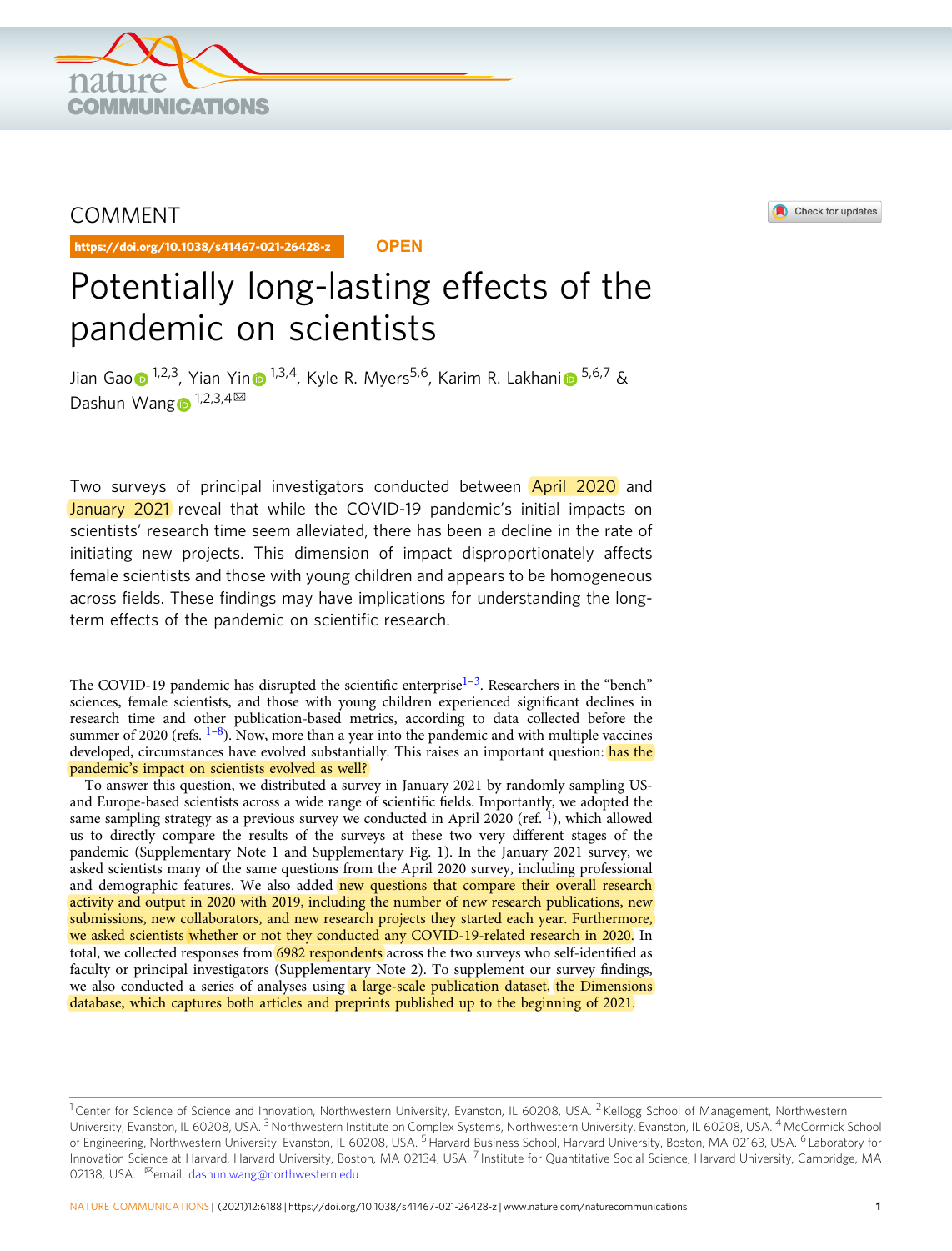COMMENT

https://doi.org/10.1038/s41467-021-26428-z

OPEN

# Potentially long-lasting effects of the pandemic on scientists

Jian Gao[1,2,3], Yian Yin[1,3,4], Kyle R. Myers[5,6], Karim R. Lakhani[5,6,7] & Dashun Wang[1,2,3,4]✉

Two surveys of principal investigators conducted between April 2020 and January 2021 reveal that while the COVID-19 pandemic's initial impacts on scientists' research time seem alleviated, there has been a decline in the rate of initiating new projects. This dimension of impact disproportionately affects female scientists and those with young children and appears to be homogeneous across fields. These findings may have implications for understanding the long-term effects of the pandemic on scientific research.

The COVID-19 pandemic has disrupted the scientific enterprise[1–3]. Researchers in the "bench" sciences, female scientists, and those with young children experienced significant declines in research time and other publication-based metrics, according to data collected before the summer of 2020 (refs. [1–8]). Now, more than a year into the pandemic and with multiple vaccines developed, circumstances have evolved substantially. This raises an important question: has the pandemic's impact on scientists evolved as well?

To answer this question, we distributed a survey in January 2021 by randomly sampling US- and Europe-based scientists across a wide range of scientific fields. Importantly, we adopted the same sampling strategy as a previous survey we conducted in April 2020 (ref. [1]), which allowed us to directly compare the results of the surveys at these two very different stages of the pandemic (Supplementary Note 1 and Supplementary Fig. 1). In the January 2021 survey, we asked scientists many of the same questions from the April 2020 survey, including professional and demographic features. We also added new questions that compare their overall research activity and output in 2020 with 2019, including the number of new research publications, new submissions, new collaborators, and new research projects they started each year. Furthermore, we asked scientists whether or not they conducted any COVID-19-related research in 2020. In total, we collected responses from 6982 respondents across the two surveys who self-identified as faculty or principal investigators (Supplementary Note 2). To supplement our survey findings, we also conducted a series of analyses using a large-scale publication dataset, the Dimensions database, which captures both articles and preprints published up to the beginning of 2021.

[1]Center for Science of Science and Innovation, Northwestern University, Evanston, IL 60208, USA. [2]Kellogg School of Management, Northwestern University, Evanston, IL 60208, USA. [3]Northwestern Institute on Complex Systems, Northwestern University, Evanston, IL 60208, USA. [4]McCormick School of Engineering, Northwestern University, Evanston, IL 60208, USA. [5]Harvard Business School, Harvard University, Boston, MA 02163, USA. [6]Laboratory for Innovation Science at Harvard, Harvard University, Boston, MA 02134, USA. [7]Institute for Quantitative Social Science, Harvard University, Cambridge, MA 02138, USA. ✉email: dashun.wang@northwestern.edu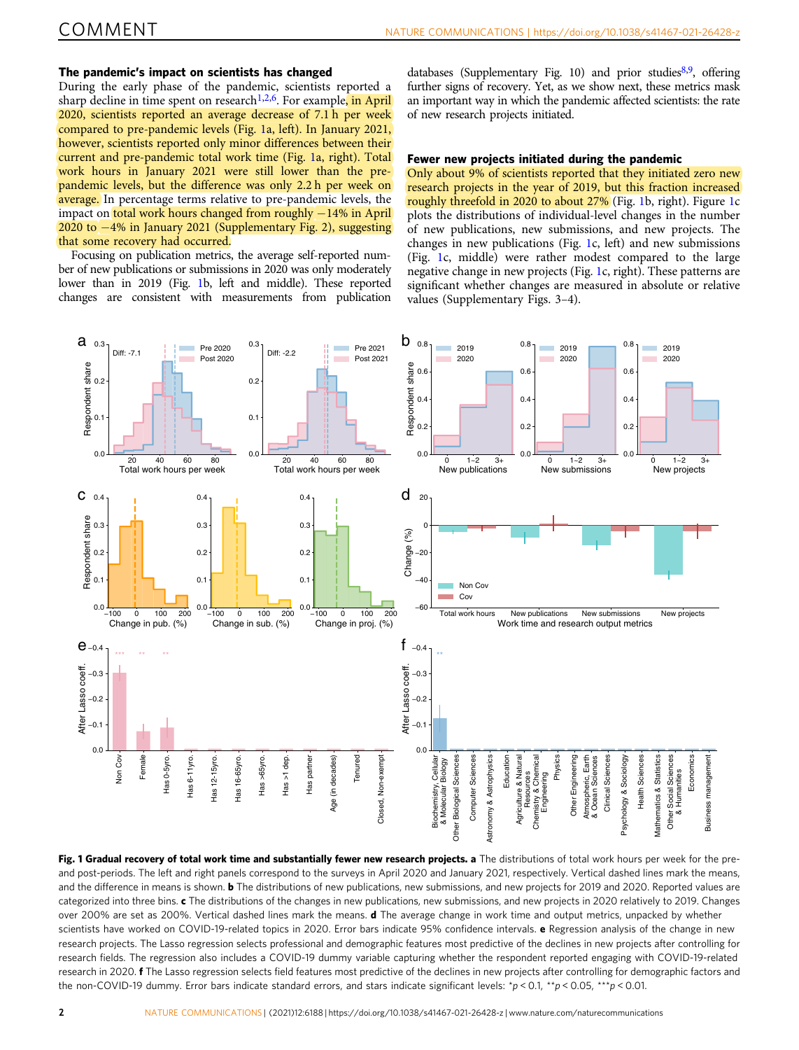### The pandemic's impact on scientists has changed

During the early phase of the pandemic, scientists reported a sharp decline in time spent on research[1,2,6]. For example, in April 2020, scientists reported an average decrease of 7.1 h per week compared to pre-pandemic levels (Fig. 1a, left). In January 2021, however, scientists reported only minor differences between their current and pre-pandemic total work time (Fig. 1a, right). Total work hours in January 2021 were still lower than the pre-pandemic levels, but the difference was only 2.2 h per week on average. In percentage terms relative to pre-pandemic levels, the impact on total work hours changed from roughly −14% in April 2020 to −4% in January 2021 (Supplementary Fig. 2), suggesting that some recovery had occurred.

Focusing on publication metrics, the average self-reported number of new publications or submissions in 2020 was only moderately lower than in 2019 (Fig. 1b, left and middle). These reported changes are consistent with measurements from publication databases (Supplementary Fig. 10) and prior studies[8,9], offering further signs of recovery. Yet, as we show next, these metrics mask an important way in which the pandemic affected scientists: the rate of new research projects initiated.

### Fewer new projects initiated during the pandemic

Only about 9% of scientists reported that they initiated zero new research projects in the year of 2019, but this fraction increased roughly threefold in 2020 to about 27% (Fig. 1b, right). Figure 1c plots the distributions of individual-level changes in the number of new publications, new submissions, and new projects. The changes in new publications (Fig. 1c, left) and new submissions (Fig. 1c, middle) were rather modest compared to the large negative change in new projects (Fig. 1c, right). These patterns are significant whether changes are measured in absolute or relative values (Supplementary Figs. 3–4).

**Fig. 1 Gradual recovery of total work time and substantially fewer new research projects. a** The distributions of total work hours per week for the pre- and post-periods. The left and right panels correspond to the surveys in April 2020 and January 2021, respectively. Vertical dashed lines mark the means, and the difference in means is shown. **b** The distributions of new publications, new submissions, and new projects for 2019 and 2020. Reported values are categorized into three bins. **c** The distributions of the changes in new publications, new submissions, and new projects in 2020 relatively to 2019. Changes over 200% are set as 200%. Vertical dashed lines mark the means. **d** The average change in work time and output metrics, unpacked by whether scientists have worked on COVID-19-related topics in 2020. Error bars indicate 95% confidence intervals. **e** Regression analysis of the change in new research projects. The Lasso regression selects professional and demographic features most predictive of the declines in new projects after controlling for research fields. The regression also includes a COVID-19 dummy variable capturing whether the respondent reported engaging with COVID-19-related research in 2020. **f** The Lasso regression selects field features most predictive of the declines in new projects after controlling for demographic factors and the non-COVID-19 dummy. Error bars indicate standard errors, and stars indicate significant levels: \*$p < 0.1$, \*\*$p < 0.05$, \*\*\*$p < 0.01$.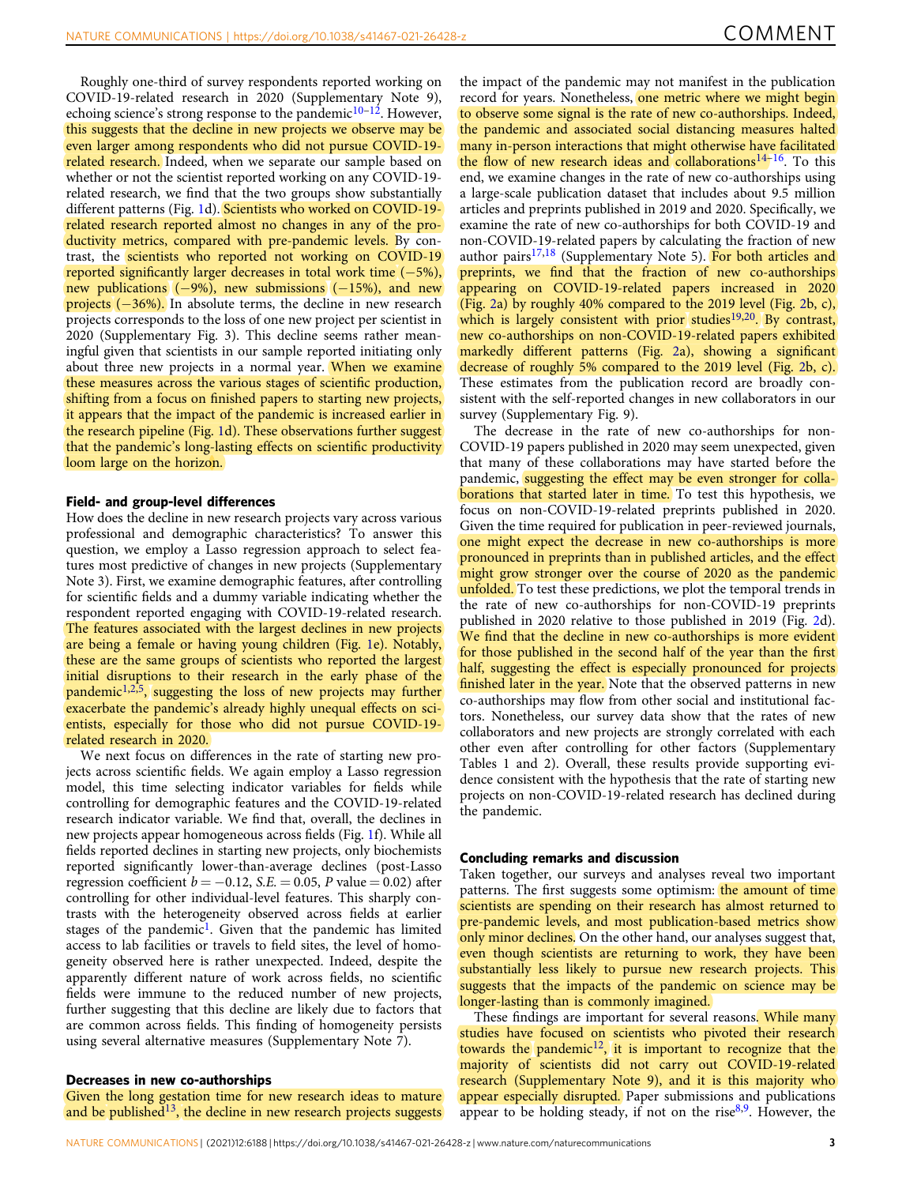Roughly one-third of survey respondents reported working on COVID-19-related research in 2020 (Supplementary Note 9), echoing science's strong response to the pandemic[10–12]. However, this suggests that the decline in new projects we observe may be even larger among respondents who did not pursue COVID-19-related research. Indeed, when we separate our sample based on whether or not the scientist reported working on any COVID-19-related research, we find that the two groups show substantially different patterns (Fig. 1d). Scientists who worked on COVID-19-related research reported almost no changes in any of the productivity metrics, compared with pre-pandemic levels. By contrast, the scientists who reported not working on COVID-19 reported significantly larger decreases in total work time (−5%), new publications (−9%), new submissions (−15%), and new projects (−36%). In absolute terms, the decline in new research projects corresponds to the loss of one new project per scientist in 2020 (Supplementary Fig. 3). This decline seems rather meaningful given that scientists in our sample reported initiating only about three new projects in a normal year. When we examine these measures across the various stages of scientific production, shifting from a focus on finished papers to starting new projects, it appears that the impact of the pandemic is increased earlier in the research pipeline (Fig. 1d). These observations further suggest that the pandemic's long-lasting effects on scientific productivity loom large on the horizon.

### Field- and group-level differences

How does the decline in new research projects vary across various professional and demographic characteristics? To answer this question, we employ a Lasso regression approach to select features most predictive of changes in new projects (Supplementary Note 3). First, we examine demographic features, after controlling for scientific fields and a dummy variable indicating whether the respondent reported engaging with COVID-19-related research. The features associated with the largest declines in new projects are being a female or having young children (Fig. 1e). Notably, these are the same groups of scientists who reported the largest initial disruptions to their research in the early phase of the pandemic[1,2,5], suggesting the loss of new projects may further exacerbate the pandemic's already highly unequal effects on scientists, especially for those who did not pursue COVID-19-related research in 2020.

We next focus on differences in the rate of starting new projects across scientific fields. We again employ a Lasso regression model, this time selecting indicator variables for fields while controlling for demographic features and the COVID-19-related research indicator variable. We find that, overall, the declines in new projects appear homogeneous across fields (Fig. 1f). While all fields reported declines in starting new projects, only biochemists reported significantly lower-than-average declines (post-Lasso regression coefficient $b = -0.12$, $S.E. = 0.05$, $P$ value $= 0.02$) after controlling for other individual-level features. This sharply contrasts with the heterogeneity observed across fields at earlier stages of the pandemic[1]. Given that the pandemic has limited access to lab facilities or travels to field sites, the level of homogeneity observed here is rather unexpected. Indeed, despite the apparently different nature of work across fields, no scientific fields were immune to the reduced number of new projects, further suggesting that this decline are likely due to factors that are common across fields. This finding of homogeneity persists using several alternative measures (Supplementary Note 7).

### Decreases in new co-authorships

Given the long gestation time for new research ideas to mature and be published[13], the decline in new research projects suggests the impact of the pandemic may not manifest in the publication record for years. Nonetheless, one metric where we might begin to observe some signal is the rate of new co-authorships. Indeed, the pandemic and associated social distancing measures halted many in-person interactions that might otherwise have facilitated the flow of new research ideas and collaborations[14–16]. To this end, we examine changes in the rate of new co-authorships using a large-scale publication dataset that includes about 9.5 million articles and preprints published in 2019 and 2020. Specifically, we examine the rate of new co-authorships for both COVID-19 and non-COVID-19-related papers by calculating the fraction of new author pairs[17,18] (Supplementary Note 5). For both articles and preprints, we find that the fraction of new co-authorships appearing on COVID-19-related papers increased in 2020 (Fig. 2a) by roughly 40% compared to the 2019 level (Fig. 2b, c), which is largely consistent with prior studies[19,20]. By contrast, new co-authorships on non-COVID-19-related papers exhibited markedly different patterns (Fig. 2a), showing a significant decrease of roughly 5% compared to the 2019 level (Fig. 2b, c). These estimates from the publication record are broadly consistent with the self-reported changes in new collaborators in our survey (Supplementary Fig. 9).

The decrease in the rate of new co-authorships for non-COVID-19 papers published in 2020 may seem unexpected, given that many of these collaborations may have started before the pandemic, suggesting the effect may be even stronger for collaborations that started later in time. To test this hypothesis, we focus on non-COVID-19-related preprints published in 2020. Given the time required for publication in peer-reviewed journals, one might expect the decrease in new co-authorships is more pronounced in preprints than in published articles, and the effect might grow stronger over the course of 2020 as the pandemic unfolded. To test these predictions, we plot the temporal trends in the rate of new co-authorships for non-COVID-19 preprints published in 2020 relative to those published in 2019 (Fig. 2d). We find that the decline in new co-authorships is more evident for those published in the second half of the year than the first half, suggesting the effect is especially pronounced for projects finished later in the year. Note that the observed patterns in new co-authorships may flow from other social and institutional factors. Nonetheless, our survey data show that the rates of new collaborators and new projects are strongly correlated with each other even after controlling for other factors (Supplementary Tables 1 and 2). Overall, these results provide supporting evidence consistent with the hypothesis that the rate of starting new projects on non-COVID-19-related research has declined during the pandemic.

### Concluding remarks and discussion

Taken together, our surveys and analyses reveal two important patterns. The first suggests some optimism: the amount of time scientists are spending on their research has almost returned to pre-pandemic levels, and most publication-based metrics show only minor declines. On the other hand, our analyses suggest that, even though scientists are returning to work, they have been substantially less likely to pursue new research projects. This suggests that the impacts of the pandemic on science may be longer-lasting than is commonly imagined.

These findings are important for several reasons. While many studies have focused on scientists who pivoted their research towards the pandemic[12], it is important to recognize that the majority of scientists did not carry out COVID-19-related research (Supplementary Note 9), and it is this majority who appear especially disrupted. Paper submissions and publications appear to be holding steady, if not on the rise[8,9]. However, the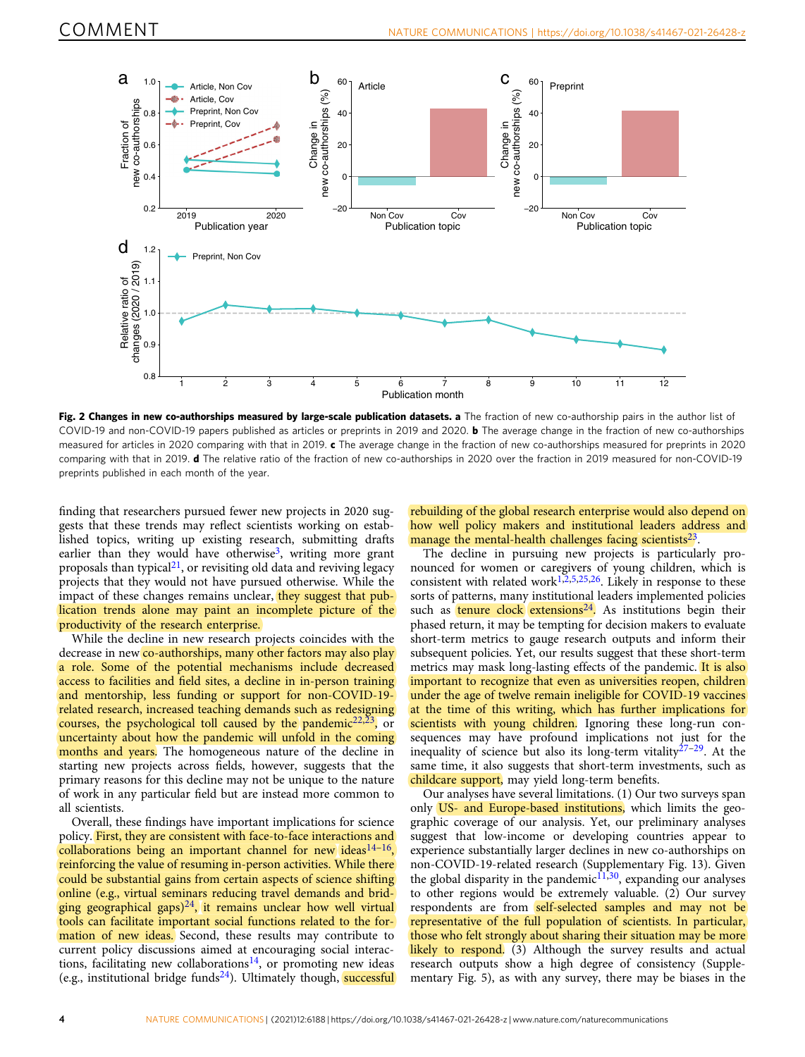**Fig. 2 Changes in new co-authorships measured by large-scale publication datasets.** **a** The fraction of new co-authorship pairs in the author list of COVID-19 and non-COVID-19 papers published as articles or preprints in 2019 and 2020. **b** The average change in the fraction of new co-authorships measured for articles in 2020 comparing with that in 2019. **c** The average change in the fraction of new co-authorships measured for preprints in 2020 comparing with that in 2019. **d** The relative ratio of the fraction of new co-authorships in 2020 over the fraction in 2019 measured for non-COVID-19 preprints published in each month of the year.

finding that researchers pursued fewer new projects in 2020 suggests that these trends may reflect scientists working on established topics, writing up existing research, submitting drafts earlier than they would have otherwise[3], writing more grant proposals than typical[21], or revisiting old data and reviving legacy projects that they would not have pursued otherwise. While the impact of these changes remains unclear, they suggest that publication trends alone may paint an incomplete picture of the productivity of the research enterprise.

While the decline in new research projects coincides with the decrease in new co-authorships, many other factors may also play a role. Some of the potential mechanisms include decreased access to facilities and field sites, a decline in in-person training and mentorship, less funding or support for non-COVID-19-related research, increased teaching demands such as redesigning courses, the psychological toll caused by the pandemic[22,23], or uncertainty about how the pandemic will unfold in the coming months and years. The homogeneous nature of the decline in starting new projects across fields, however, suggests that the primary reasons for this decline may not be unique to the nature of work in any particular field but are instead more common to all scientists.

Overall, these findings have important implications for science policy. First, they are consistent with face-to-face interactions and collaborations being an important channel for new ideas[14–16], reinforcing the value of resuming in-person activities. While there could be substantial gains from certain aspects of science shifting online (e.g., virtual seminars reducing travel demands and bridging geographical gaps)[24], it remains unclear how well virtual tools can facilitate important social functions related to the formation of new ideas. Second, these results may contribute to current policy discussions aimed at encouraging social interactions, facilitating new collaborations[14], or promoting new ideas (e.g., institutional bridge funds[24]). Ultimately though, successful rebuilding of the global research enterprise would also depend on how well policy makers and institutional leaders address and manage the mental-health challenges facing scientists[23].

The decline in pursuing new projects is particularly pronounced for women or caregivers of young children, which is consistent with related work[1,2,5,25,26]. Likely in response to these sorts of patterns, many institutional leaders implemented policies such as tenure clock extensions[24]. As institutions begin their phased return, it may be tempting for decision makers to evaluate short-term metrics to gauge research outputs and inform their subsequent policies. Yet, our results suggest that these short-term metrics may mask long-lasting effects of the pandemic. It is also important to recognize that even as universities reopen, children under the age of twelve remain ineligible for COVID-19 vaccines at the time of this writing, which has further implications for scientists with young children. Ignoring these long-run consequences may have profound implications not just for the inequality of science but also its long-term vitality[27–29]. At the same time, it also suggests that short-term investments, such as childcare support, may yield long-term benefits.

Our analyses have several limitations. (1) Our two surveys span only US- and Europe-based institutions, which limits the geographic coverage of our analysis. Yet, our preliminary analyses suggest that low-income or developing countries appear to experience substantially larger declines in new co-authorships on non-COVID-19-related research (Supplementary Fig. 13). Given the global disparity in the pandemic[11,30], expanding our analyses to other regions would be extremely valuable. (2) Our survey respondents are from self-selected samples and may not be representative of the full population of scientists. In particular, those who felt strongly about sharing their situation may be more likely to respond. (3) Although the survey results and actual research outputs show a high degree of consistency (Supplementary Fig. 5), as with any survey, there may be biases in the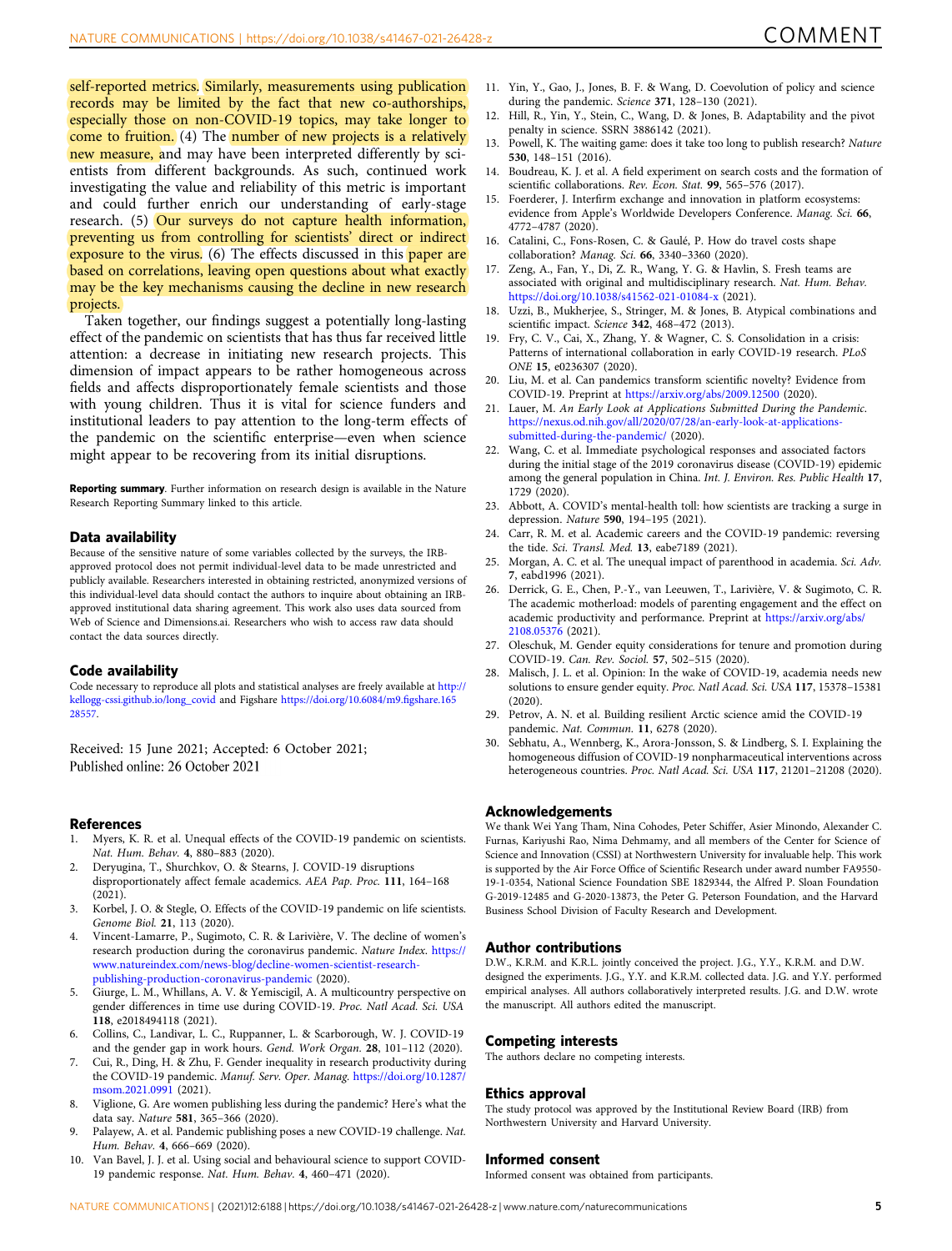self-reported metrics. Similarly, measurements using publication records may be limited by the fact that new co-authorships, especially those on non-COVID-19 topics, may take longer to come to fruition. (4) The number of new projects is a relatively new measure, and may have been interpreted differently by scientists from different backgrounds. As such, continued work investigating the value and reliability of this metric is important and could further enrich our understanding of early-stage research. (5) Our surveys do not capture health information, preventing us from controlling for scientists' direct or indirect exposure to the virus. (6) The effects discussed in this paper are based on correlations, leaving open questions about what exactly may be the key mechanisms causing the decline in new research projects.

Taken together, our findings suggest a potentially long-lasting effect of the pandemic on scientists that has thus far received little attention: a decrease in initiating new research projects. This dimension of impact appears to be rather homogeneous across fields and affects disproportionately female scientists and those with young children. Thus it is vital for science funders and institutional leaders to pay attention to the long-term effects of the pandemic on the scientific enterprise—even when science might appear to be recovering from its initial disruptions.

**Reporting summary**. Further information on research design is available in the Nature Research Reporting Summary linked to this article.

### Data availability

Because of the sensitive nature of some variables collected by the surveys, the IRB-approved protocol does not permit individual-level data to be made unrestricted and publicly available. Researchers interested in obtaining restricted, anonymized versions of this individual-level data should contact the authors to inquire about obtaining an IRB-approved institutional data sharing agreement. This work also uses data sourced from Web of Science and Dimensions.ai. Researchers who wish to access raw data should contact the data sources directly.

### Code availability

Code necessary to reproduce all plots and statistical analyses are freely available at http://kellogg-cssi.github.io/long_covid and Figshare https://doi.org/10.6084/m9.figshare.16528557.

Received: 15 June 2021; Accepted: 6 October 2021;
Published online: 26 October 2021

### References

1. Myers, K. R. et al. Unequal effects of the COVID-19 pandemic on scientists. *Nat. Hum. Behav.* **4**, 880–883 (2020).
2. Deryugina, T., Shurchkov, O. & Stearns, J. COVID-19 disruptions disproportionately affect female academics. *AEA Pap. Proc.* **111**, 164–168 (2021).
3. Korbel, J. O. & Stegle, O. Effects of the COVID-19 pandemic on life scientists. *Genome Biol.* **21**, 113 (2020).
4. Vincent-Lamarre, P., Sugimoto, C. R. & Larivière, V. The decline of women's research production during the coronavirus pandemic. *Nature Index*. https://www.natureindex.com/news-blog/decline-women-scientist-research-publishing-production-coronavirus-pandemic (2020).
5. Giurge, L. M., Whillans, A. V. & Yemiscigil, A. A multicountry perspective on gender differences in time use during COVID-19. *Proc. Natl Acad. Sci. USA* **118**, e2018494118 (2021).
6. Collins, C., Landivar, L. C., Ruppanner, L. & Scarborough, W. J. COVID-19 and the gender gap in work hours. *Gend. Work Organ.* **28**, 101–112 (2020).
7. Cui, R., Ding, H. & Zhu, F. Gender inequality in research productivity during the COVID-19 pandemic. *Manuf. Serv. Oper. Manag.* https://doi.org/10.1287/msom.2021.0991 (2021).
8. Viglione, G. Are women publishing less during the pandemic? Here's what the data say. *Nature* **581**, 365–366 (2020).
9. Palayew, A. et al. Pandemic publishing poses a new COVID-19 challenge. *Nat. Hum. Behav.* **4**, 666–669 (2020).
10. Van Bavel, J. J. et al. Using social and behavioural science to support COVID-19 pandemic response. *Nat. Hum. Behav.* **4**, 460–471 (2020).
11. Yin, Y., Gao, J., Jones, B. F. & Wang, D. Coevolution of policy and science during the pandemic. *Science* **371**, 128–130 (2021).
12. Hill, R., Yin, Y., Stein, C., Wang, D. & Jones, B. Adaptability and the pivot penalty in science. SSRN 3886142 (2021).
13. Powell, K. The waiting game: does it take too long to publish research? *Nature* **530**, 148–151 (2016).
14. Boudreau, K. J. et al. A field experiment on search costs and the formation of scientific collaborations. *Rev. Econ. Stat.* **99**, 565–576 (2017).
15. Foerderer, J. Interfirm exchange and innovation in platform ecosystems: evidence from Apple's Worldwide Developers Conference. *Manag. Sci.* **66**, 4772–4787 (2020).
16. Catalini, C., Fons-Rosen, C. & Gaulé, P. How do travel costs shape collaboration? *Manag. Sci.* **66**, 3340–3360 (2020).
17. Zeng, A., Fan, Y., Di, Z. R., Wang, Y. G. & Havlin, S. Fresh teams are associated with original and multidisciplinary research. *Nat. Hum. Behav.* https://doi.org/10.1038/s41562-021-01084-x (2021).
18. Uzzi, B., Mukherjee, S., Stringer, M. & Jones, B. Atypical combinations and scientific impact. *Science* **342**, 468–472 (2013).
19. Fry, C. V., Cai, X., Zhang, Y. & Wagner, C. S. Consolidation in a crisis: Patterns of international collaboration in early COVID-19 research. *PLoS ONE* **15**, e0236307 (2020).
20. Liu, M. et al. Can pandemics transform scientific novelty? Evidence from COVID-19. Preprint at https://arxiv.org/abs/2009.12500 (2020).
21. Lauer, M. *An Early Look at Applications Submitted During the Pandemic.* https://nexus.od.nih.gov/all/2020/07/28/an-early-look-at-applications-submitted-during-the-pandemic/ (2020).
22. Wang, C. et al. Immediate psychological responses and associated factors during the initial stage of the 2019 coronavirus disease (COVID-19) epidemic among the general population in China. *Int. J. Environ. Res. Public Health* **17**, 1729 (2020).
23. Abbott, A. COVID's mental-health toll: how scientists are tracking a surge in depression. *Nature* **590**, 194–195 (2021).
24. Carr, R. M. et al. Academic careers and the COVID-19 pandemic: reversing the tide. *Sci. Transl. Med.* **13**, eabe7189 (2021).
25. Morgan, A. C. et al. The unequal impact of parenthood in academia. *Sci. Adv.* **7**, eabd1996 (2021).
26. Derrick, G. E., Chen, P.-Y., van Leeuwen, T., Larivière, V. & Sugimoto, C. R. The academic motherload: models of parenting engagement and the effect on academic productivity and performance. Preprint at https://arxiv.org/abs/2108.05376 (2021).
27. Oleschuk, M. Gender equity considerations for tenure and promotion during COVID-19. *Can. Rev. Sociol.* **57**, 502–515 (2020).
28. Malisch, J. L. et al. Opinion: In the wake of COVID-19, academia needs new solutions to ensure gender equity. *Proc. Natl Acad. Sci. USA* **117**, 15378–15381 (2020).
29. Petrov, A. N. et al. Building resilient Arctic science amid the COVID-19 pandemic. *Nat. Commun.* **11**, 6278 (2020).
30. Sebhatu, A., Wennberg, K., Arora-Jonsson, S. & Lindberg, S. I. Explaining the homogeneous diffusion of COVID-19 nonpharmaceutical interventions across heterogeneous countries. *Proc. Natl Acad. Sci. USA* **117**, 21201–21208 (2020).

### Acknowledgements

We thank Wei Yang Tham, Nina Cohodes, Peter Schiffer, Asier Minondo, Alexander C. Furnas, Kariyushi Rao, Nima Dehmamy, and all members of the Center for Science of Science and Innovation (CSSI) at Northwestern University for invaluable help. This work is supported by the Air Force Office of Scientific Research under award number FA9550-19-1-0354, National Science Foundation SBE 1829344, the Alfred P. Sloan Foundation G-2019-12485 and G-2020-13873, the Peter G. Peterson Foundation, and the Harvard Business School Division of Faculty Research and Development.

### Author contributions

D.W., K.R.M. and K.R.L. jointly conceived the project. J.G., Y.Y., K.R.M. and D.W. designed the experiments. J.G., Y.Y. and K.R.M. collected data. J.G. and Y.Y. performed empirical analyses. All authors collaboratively interpreted results. J.G. and D.W. wrote the manuscript. All authors edited the manuscript.

### Competing interests

The authors declare no competing interests.

### Ethics approval

The study protocol was approved by the Institutional Review Board (IRB) from Northwestern University and Harvard University.

### Informed consent

Informed consent was obtained from participants.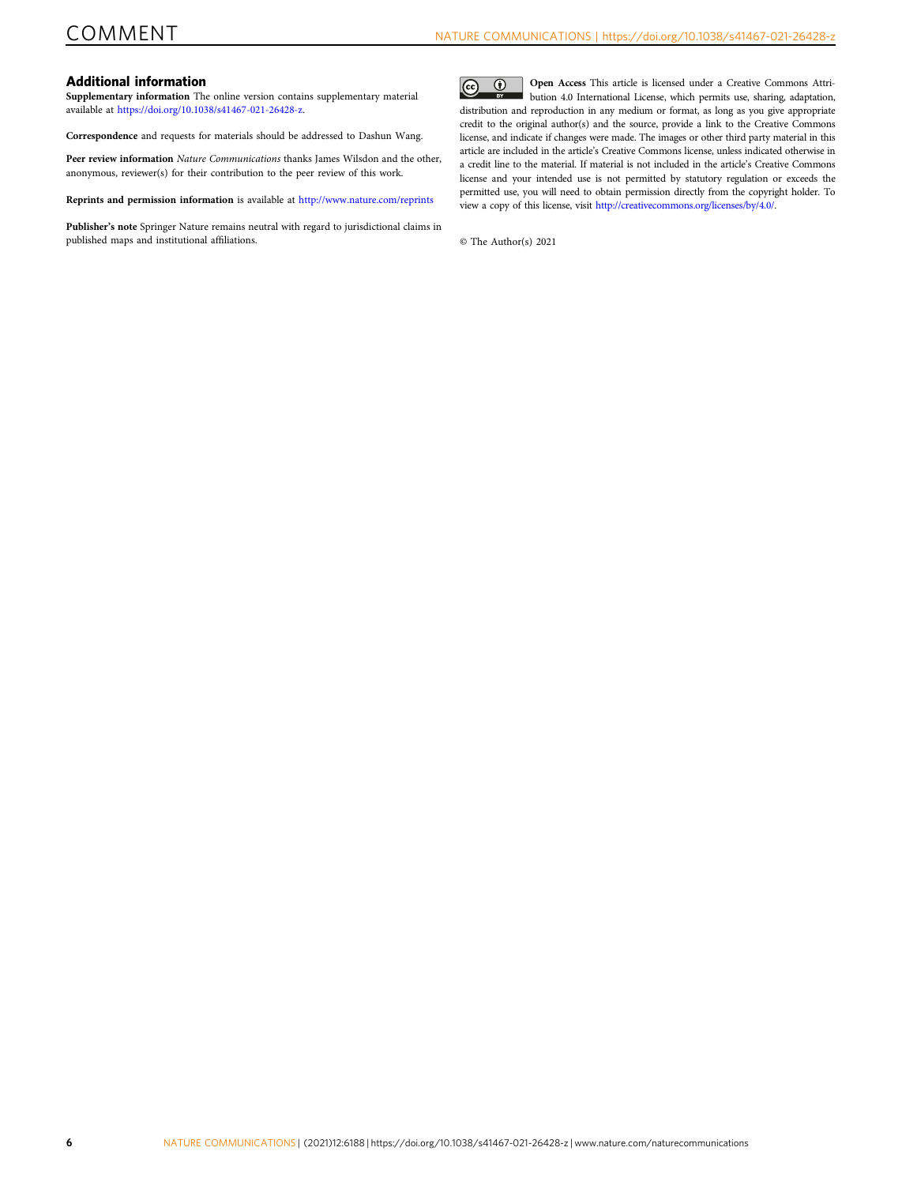## Additional information

**Supplementary information** The online version contains supplementary material available at https://doi.org/10.1038/s41467-021-26428-z.

**Correspondence** and requests for materials should be addressed to Dashun Wang.

**Peer review information** *Nature Communications* thanks James Wilsdon and the other, anonymous, reviewer(s) for their contribution to the peer review of this work.

**Reprints and permission information** is available at http://www.nature.com/reprints

**Publisher's note** Springer Nature remains neutral with regard to jurisdictional claims in published maps and institutional affiliations.

**Open Access** This article is licensed under a Creative Commons Attribution 4.0 International License, which permits use, sharing, adaptation, distribution and reproduction in any medium or format, as long as you give appropriate credit to the original author(s) and the source, provide a link to the Creative Commons license, and indicate if changes were made. The images or other third party material in this article are included in the article's Creative Commons license, unless indicated otherwise in a credit line to the material. If material is not included in the article's Creative Commons license and your intended use is not permitted by statutory regulation or exceeds the permitted use, you will need to obtain permission directly from the copyright holder. To view a copy of this license, visit http://creativecommons.org/licenses/by/4.0/.

© The Author(s) 2021